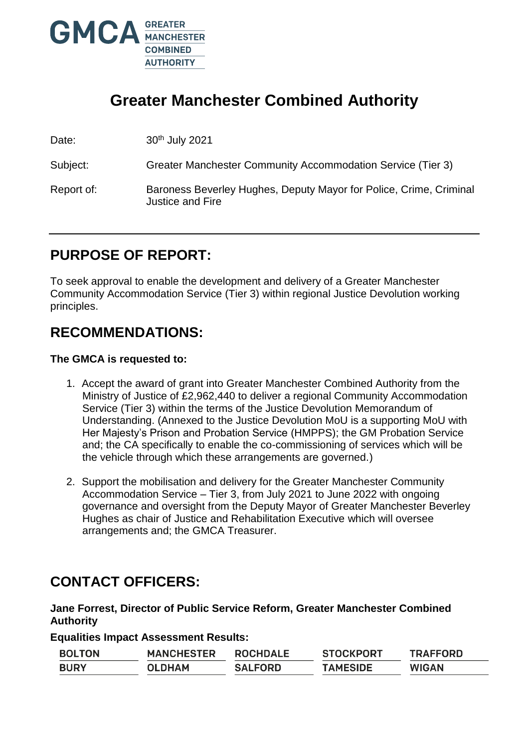# Greater Manchester Combined Authority

Date: 30th July 2021

Subject: Greater Manchester Community Accommodation Service (Tier 3)

Report of: Baroness Beverley Hughes, Deputy Mayor for Police, Crime, Criminal Justice and Fire

## PURPOSE OF REPORT:

To seek approval to enable the development and delivery of a Greater Manchester Community Accommodation Service (Tier 3) within regional Justice Devolution working principles.

## RECOMMENDATIONS:

**The GMCA is requested to:**

1. Accept the award of grant into Greater Manchester Combined Authority from the Ministry of Justice of £2,962,440 to deliver a regional Community Accommodation Service (Tier 3) within the terms of the Justice Devolution Memorandum of Understanding. (Annexed to the Justice Devolution MoU is a supporting MoU with Her Majesty's Prison and Probation Service (HMPPS); the GM Probation Service and; the CA specifically to enable the co-commissioning of services which will be the vehicle through which these arrangements are governed.)

2. Support the mobilisation and delivery for the Greater Manchester Community Accommodation Service – Tier 3, from July 2021 to June 2022 with ongoing governance and oversight from the Deputy Mayor of Greater Manchester Beverley Hughes as chair of Justice and Rehabilitation Executive which will oversee arrangements and; the GMCA Treasurer.

## CONTACT OFFICERS:

**Jane Forrest, Director of Public Service Reform, Greater Manchester Combined Authority**

**Equalities Impact Assessment Results:**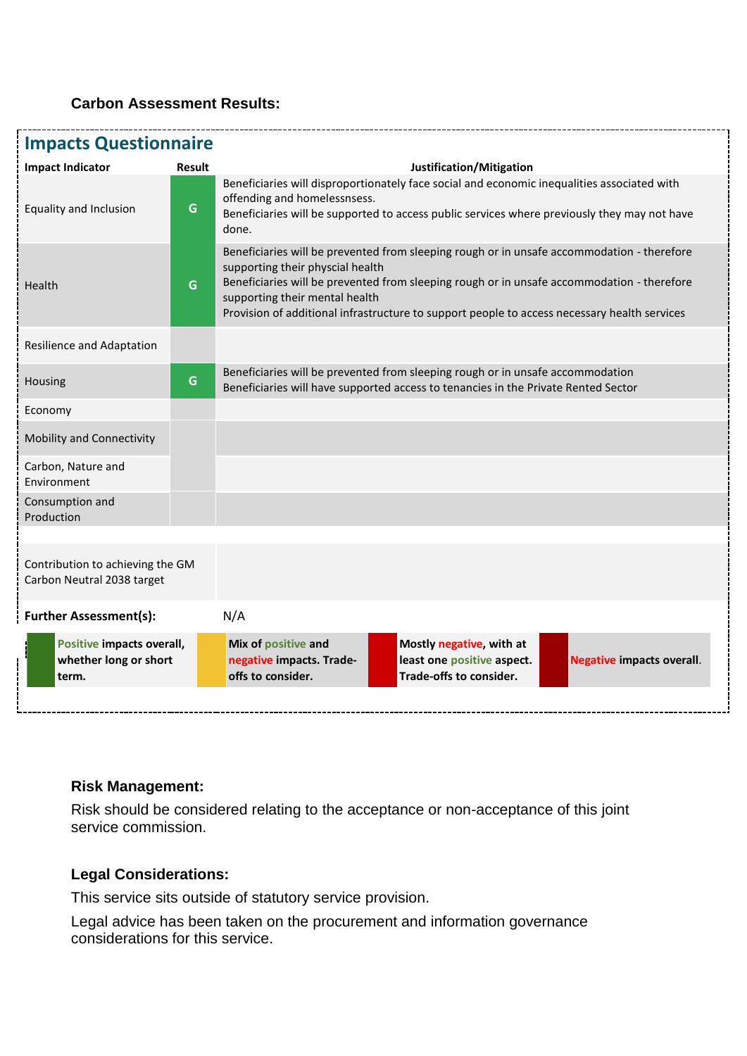**Carbon Assessment Results:**

## Impacts Questionnaire

| Impact Indicator | Result | Justification/Mitigation |
|---|---|---|
| Equality and Inclusion | G | Beneficiaries will disproportionately face social and economic inequalities associated with offending and homelessnsess.<br>Beneficiaries will be supported to access public services where previously they may not have done. |
| Health | G | Beneficiaries will be prevented from sleeping rough or in unsafe accommodation - therefore supporting their physcial health<br>Beneficiaries will be prevented from sleeping rough or in unsafe accommodation - therefore supporting their mental health<br>Provision of additional infrastructure to support people to access necessary health services |
| Resilience and Adaptation | | |
| Housing | G | Beneficiaries will be prevented from sleeping rough or in unsafe accommodation<br>Beneficiaries will have supported access to tenancies in the Private Rented Sector |
| Economy | | |
| Mobility and Connectivity | | |
| Carbon, Nature and Environment | | |
| Consumption and Production | | |
| Contribution to achieving the GM Carbon Neutral 2038 target | | |
| **Further Assessment(s):** | | N/A |

| | | | |
|---|---|---|---|
| **Positive impacts overall, whether long or short term.** | **Mix of positive and negative impacts. Trade-offs to consider.** | **Mostly negative, with at least one positive aspect. Trade-offs to consider.** | **Negative impacts overall.** |

**Risk Management:**

Risk should be considered relating to the acceptance or non-acceptance of this joint service commission.

**Legal Considerations:**

This service sits outside of statutory service provision.

Legal advice has been taken on the procurement and information governance considerations for this service.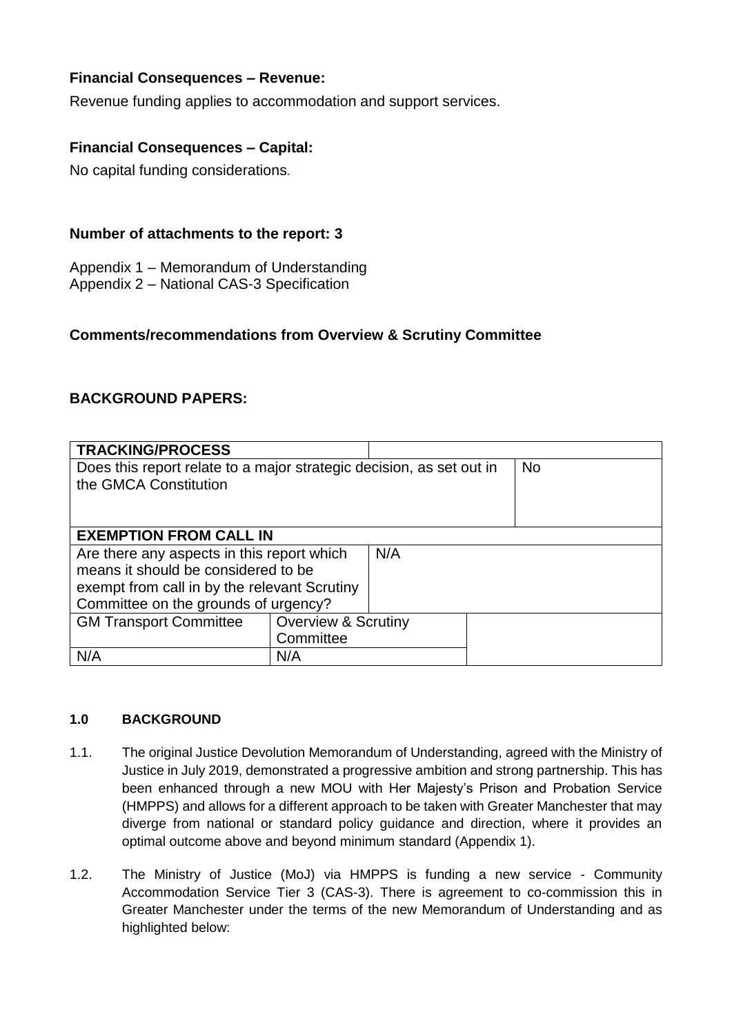**Financial Consequences – Revenue:**

Revenue funding applies to accommodation and support services.

**Financial Consequences – Capital:**

No capital funding considerations.

**Number of attachments to the report: 3**

Appendix 1 – Memorandum of Understanding
Appendix 2 – National CAS-3 Specification

**Comments/recommendations from Overview & Scrutiny Committee**

**BACKGROUND PAPERS:**

| **TRACKING/PROCESS** | | | |
|---|---|---|---|
| Does this report relate to a major strategic decision, as set out in the GMCA Constitution | | | No |
| **EXEMPTION FROM CALL IN** | | | |
| Are there any aspects in this report which means it should be considered to be exempt from call in by the relevant Scrutiny Committee on the grounds of urgency? | | N/A | |
| GM Transport Committee | Overview & Scrutiny Committee | | |
| N/A | N/A | | |

#### 1.0 BACKGROUND

1.1. The original Justice Devolution Memorandum of Understanding, agreed with the Ministry of Justice in July 2019, demonstrated a progressive ambition and strong partnership. This has been enhanced through a new MOU with Her Majesty's Prison and Probation Service (HMPPS) and allows for a different approach to be taken with Greater Manchester that may diverge from national or standard policy guidance and direction, where it provides an optimal outcome above and beyond minimum standard (Appendix 1).

1.2. The Ministry of Justice (MoJ) via HMPPS is funding a new service - Community Accommodation Service Tier 3 (CAS-3). There is agreement to co-commission this in Greater Manchester under the terms of the new Memorandum of Understanding and as highlighted below: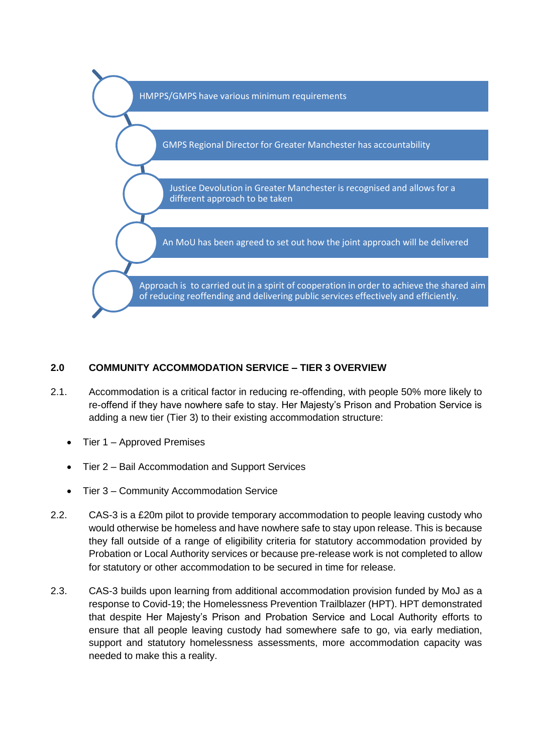- HMPPS/GMPS have various minimum requirements
- GMPS Regional Director for Greater Manchester has accountability
- Justice Devolution in Greater Manchester is recognised and allows for a different approach to be taken
- An MoU has been agreed to set out how the joint approach will be delivered
- Approach is to carried out in a spirit of cooperation in order to achieve the shared aim of reducing reoffending and delivering public services effectively and efficiently.

## 2.0 COMMUNITY ACCOMMODATION SERVICE – TIER 3 OVERVIEW

2.1. Accommodation is a critical factor in reducing re-offending, with people 50% more likely to re-offend if they have nowhere safe to stay. Her Majesty's Prison and Probation Service is adding a new tier (Tier 3) to their existing accommodation structure:

- Tier 1 – Approved Premises
- Tier 2 – Bail Accommodation and Support Services
- Tier 3 – Community Accommodation Service

2.2. CAS-3 is a £20m pilot to provide temporary accommodation to people leaving custody who would otherwise be homeless and have nowhere safe to stay upon release. This is because they fall outside of a range of eligibility criteria for statutory accommodation provided by Probation or Local Authority services or because pre-release work is not completed to allow for statutory or other accommodation to be secured in time for release.

2.3. CAS-3 builds upon learning from additional accommodation provision funded by MoJ as a response to Covid-19; the Homelessness Prevention Trailblazer (HPT). HPT demonstrated that despite Her Majesty's Prison and Probation Service and Local Authority efforts to ensure that all people leaving custody had somewhere safe to go, via early mediation, support and statutory homelessness assessments, more accommodation capacity was needed to make this a reality.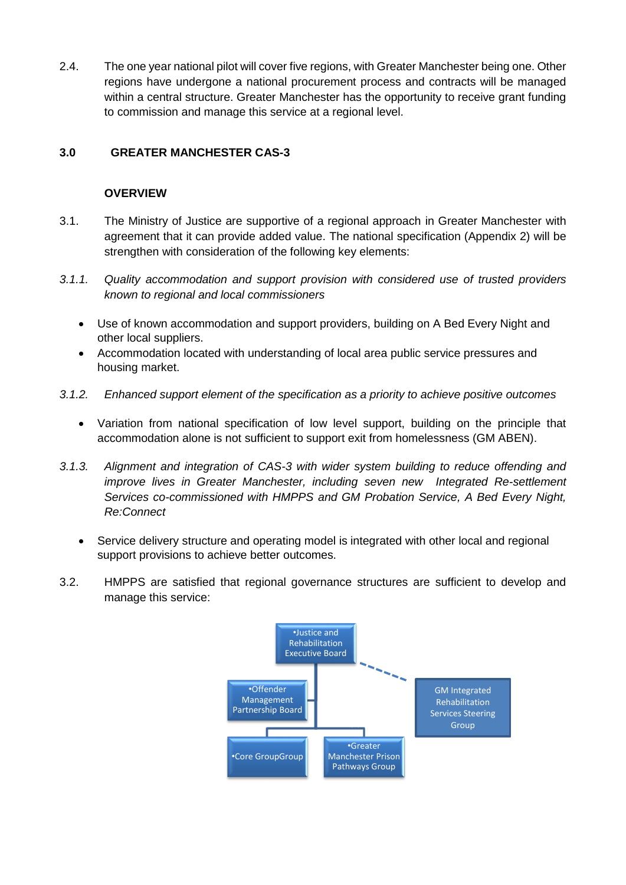2.4. The one year national pilot will cover five regions, with Greater Manchester being one. Other regions have undergone a national procurement process and contracts will be managed within a central structure. Greater Manchester has the opportunity to receive grant funding to commission and manage this service at a regional level.

## 3.0 GREATER MANCHESTER CAS-3

### OVERVIEW

3.1. The Ministry of Justice are supportive of a regional approach in Greater Manchester with agreement that it can provide added value. The national specification (Appendix 2) will be strengthen with consideration of the following key elements:

*3.1.1. Quality accommodation and support provision with considered use of trusted providers known to regional and local commissioners*

- Use of known accommodation and support providers, building on A Bed Every Night and other local suppliers.
- Accommodation located with understanding of local area public service pressures and housing market.

*3.1.2. Enhanced support element of the specification as a priority to achieve positive outcomes*

- Variation from national specification of low level support, building on the principle that accommodation alone is not sufficient to support exit from homelessness (GM ABEN).

*3.1.3. Alignment and integration of CAS-3 with wider system building to reduce offending and improve lives in Greater Manchester, including seven new Integrated Re-settlement Services co-commissioned with HMPPS and GM Probation Service, A Bed Every Night, Re:Connect*

- Service delivery structure and operating model is integrated with other local and regional support provisions to achieve better outcomes.

3.2. HMPPS are satisfied that regional governance structures are sufficient to develop and manage this service:

- Justice and Rehabilitation Executive Board
  - Offender Management Partnership Board
    - Core GroupGroup
    - Greater Manchester Prison Pathways Group
  - GM Integrated Rehabilitation Services Steering Group (dashed link)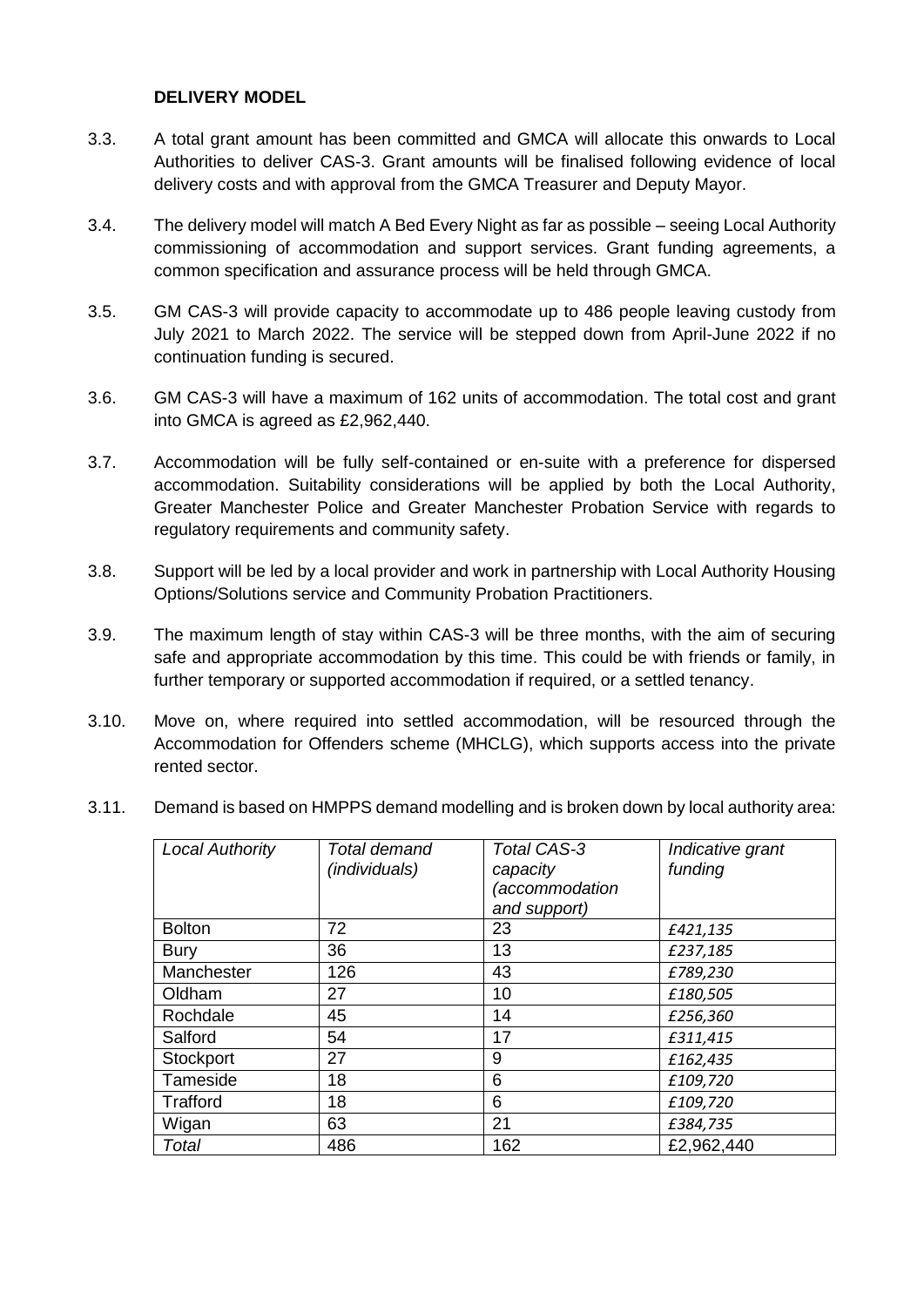**DELIVERY MODEL**

3.3. A total grant amount has been committed and GMCA will allocate this onwards to Local Authorities to deliver CAS-3. Grant amounts will be finalised following evidence of local delivery costs and with approval from the GMCA Treasurer and Deputy Mayor.

3.4. The delivery model will match A Bed Every Night as far as possible – seeing Local Authority commissioning of accommodation and support services. Grant funding agreements, a common specification and assurance process will be held through GMCA.

3.5. GM CAS-3 will provide capacity to accommodate up to 486 people leaving custody from July 2021 to March 2022. The service will be stepped down from April-June 2022 if no continuation funding is secured.

3.6. GM CAS-3 will have a maximum of 162 units of accommodation. The total cost and grant into GMCA is agreed as £2,962,440.

3.7. Accommodation will be fully self-contained or en-suite with a preference for dispersed accommodation. Suitability considerations will be applied by both the Local Authority, Greater Manchester Police and Greater Manchester Probation Service with regards to regulatory requirements and community safety.

3.8. Support will be led by a local provider and work in partnership with Local Authority Housing Options/Solutions service and Community Probation Practitioners.

3.9. The maximum length of stay within CAS-3 will be three months, with the aim of securing safe and appropriate accommodation by this time. This could be with friends or family, in further temporary or supported accommodation if required, or a settled tenancy.

3.10. Move on, where required into settled accommodation, will be resourced through the Accommodation for Offenders scheme (MHCLG), which supports access into the private rented sector.

3.11. Demand is based on HMPPS demand modelling and is broken down by local authority area:

| *Local Authority* | *Total demand (individuals)* | *Total CAS-3 capacity (accommodation and support)* | *Indicative grant funding* |
|---|---|---|---|
| Bolton | 72 | 23 | *£421,135* |
| Bury | 36 | 13 | *£237,185* |
| Manchester | 126 | 43 | *£789,230* |
| Oldham | 27 | 10 | *£180,505* |
| Rochdale | 45 | 14 | *£256,360* |
| Salford | 54 | 17 | *£311,415* |
| Stockport | 27 | 9 | *£162,435* |
| Tameside | 18 | 6 | *£109,720* |
| Trafford | 18 | 6 | *£109,720* |
| Wigan | 63 | 21 | *£384,735* |
| *Total* | 486 | 162 | £2,962,440 |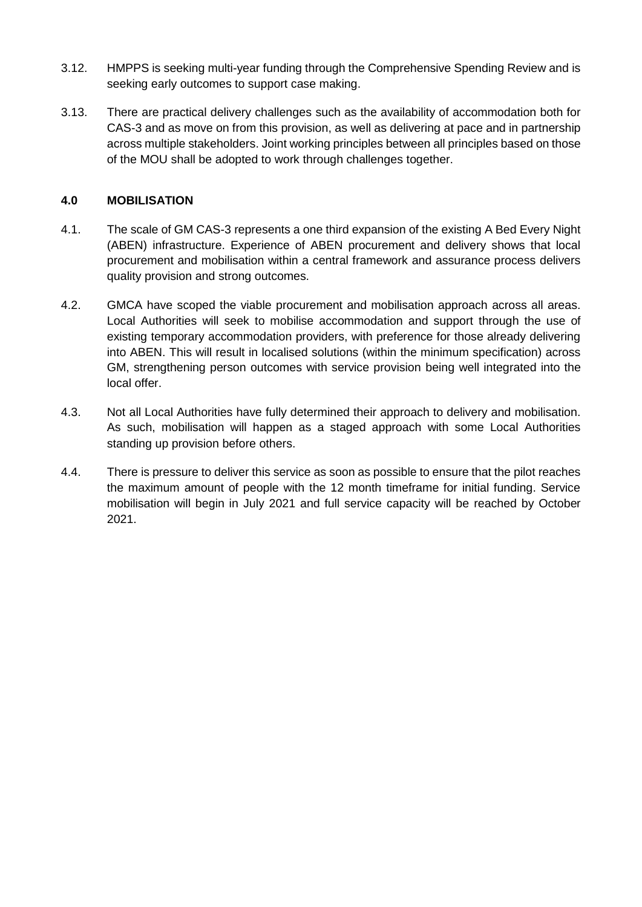3.12. HMPPS is seeking multi-year funding through the Comprehensive Spending Review and is seeking early outcomes to support case making.

3.13. There are practical delivery challenges such as the availability of accommodation both for CAS-3 and as move on from this provision, as well as delivering at pace and in partnership across multiple stakeholders. Joint working principles between all principles based on those of the MOU shall be adopted to work through challenges together.

## 4.0 MOBILISATION

4.1. The scale of GM CAS-3 represents a one third expansion of the existing A Bed Every Night (ABEN) infrastructure. Experience of ABEN procurement and delivery shows that local procurement and mobilisation within a central framework and assurance process delivers quality provision and strong outcomes.

4.2. GMCA have scoped the viable procurement and mobilisation approach across all areas. Local Authorities will seek to mobilise accommodation and support through the use of existing temporary accommodation providers, with preference for those already delivering into ABEN. This will result in localised solutions (within the minimum specification) across GM, strengthening person outcomes with service provision being well integrated into the local offer.

4.3. Not all Local Authorities have fully determined their approach to delivery and mobilisation. As such, mobilisation will happen as a staged approach with some Local Authorities standing up provision before others.

4.4. There is pressure to deliver this service as soon as possible to ensure that the pilot reaches the maximum amount of people with the 12 month timeframe for initial funding. Service mobilisation will begin in July 2021 and full service capacity will be reached by October 2021.